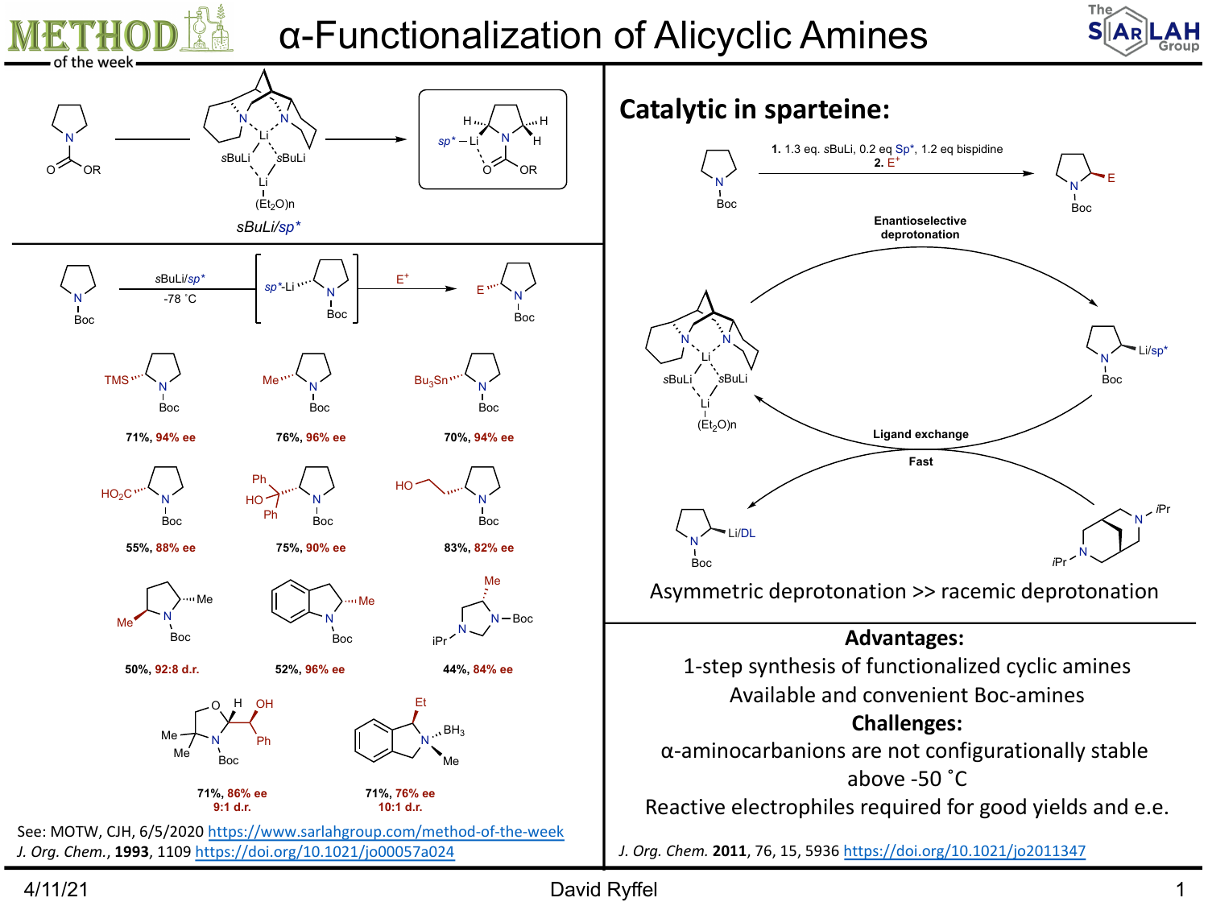# α-Functionalization of Alicyclic Amines

METHOD of the week

sBuLi/*sp**

*sp** – Li

sBuLi/*sp**, -78 °C, then $E^+$

| Product | Result |
|---|---|
| TMS | 71%, 94% ee |
| Me | 76%, 96% ee |
| $Bu_3Sn$ | 70%, 94% ee |
| $HO_2C$ | 55%, 88% ee |
| $Ph_2C(OH)$ | 75%, 90% ee |
| $HOCH_2CH_2$ | 83%, 82% ee |
| 2,5-dimethyl | 50%, 92:8 d.r. |
| indoline, Me | 52%, 96% ee |
| imidazolidine, Me | 44%, 84% ee |
| oxazolidine, CH(OH)Ph | 71%, 86% ee, 9:1 d.r. |
| isoindoline, Et, $BH_3$ | 71%, 76% ee, 10:1 d.r. |

See: MOTW, CJH, 6/5/2020 https://www.sarlahgroup.com/method-of-the-week

*J. Org. Chem.*, **1993**, 1109 https://doi.org/10.1021/jo00057a024

## Catalytic in sparteine:

**1.** 1.3 eq. *s*BuLi, 0.2 eq Sp*, 1.2 eq bispidine
**2.** $E^+$

Enantioselective deprotonation

Li/sp*

Ligand exchange

Fast

Li/DL

Asymmetric deprotonation >> racemic deprotonation

**Advantages:**

1-step synthesis of functionalized cyclic amines

Available and convenient Boc-amines

**Challenges:**

α-aminocarbanions are not configurationally stable above -50 °C

Reactive electrophiles required for good yields and e.e.

*J. Org. Chem.* **2011**, 76, 15, 5936 https://doi.org/10.1021/jo2011347

4/11/21 David Ryffel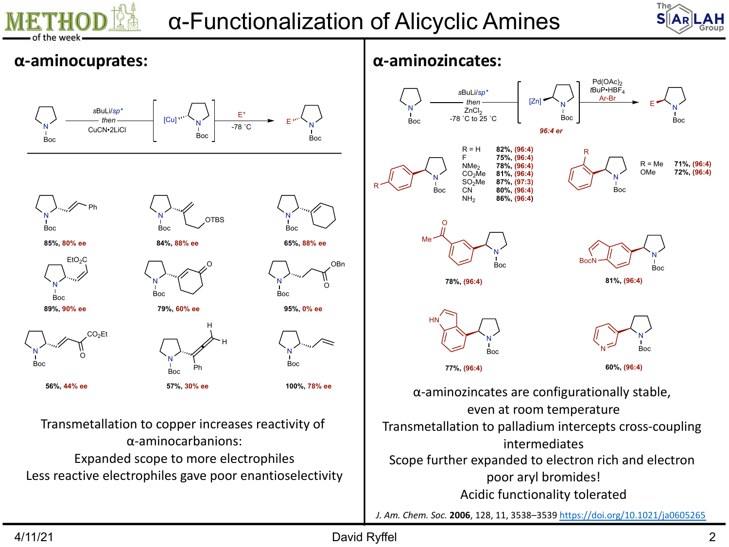# α-Functionalization of Alicyclic Amines

## α-aminocuprates:

sBuLi/sp* then CuCN•2LiCl → [Cu] → E⁺, -78 °C

- 85%, 80% ee
- 84%, 88% ee
- 65%, 88% ee
- 89%, 90% ee
- 79%, 60% ee
- 95%, 0% ee
- 56%, 44% ee
- 57%, 30% ee
- 100%, 78% ee

Transmetallation to copper increases reactivity of α-aminocarbanions:

Expanded scope to more electrophiles

Less reactive electrophiles gave poor enantioselectivity

## α-aminozincates:

sBuLi/sp* then $ZnCl_2$, -78 °C to 25 °C → [Zn] (96:4 er) → $Pd(OAc)_2$, $tBuP•HBF_4$, Ar-Br

| R | Yield (er) |
|---|---|
| H | 82%, (96:4) |
| F | 75%, (96:4) |
| $NMe_2$ | 78%, (96:4) |
| $CO_2Me$ | 81%, (96:4) |
| $SO_2Me$ | 87%, (97:3) |
| CN | 80%, (96:4) |
| $NH_2$ | 86%, (96:4) |

| R | Yield (er) |
|---|---|
| Me | 71%, (96:4) |
| OMe | 72%, (96:4) |

- 78%, (96:4)
- 81%, (96:4)
- 77%, (96:4)
- 60%, (96:4)

α-aminozincates are configurationally stable, even at room temperature

Transmetallation to palladium intercepts cross-coupling intermediates

Scope further expanded to electron rich and electron poor aryl bromides!

Acidic functionality tolerated

*J. Am. Chem. Soc.* **2006**, 128, 11, 3538–3539 https://doi.org/10.1021/ja0605265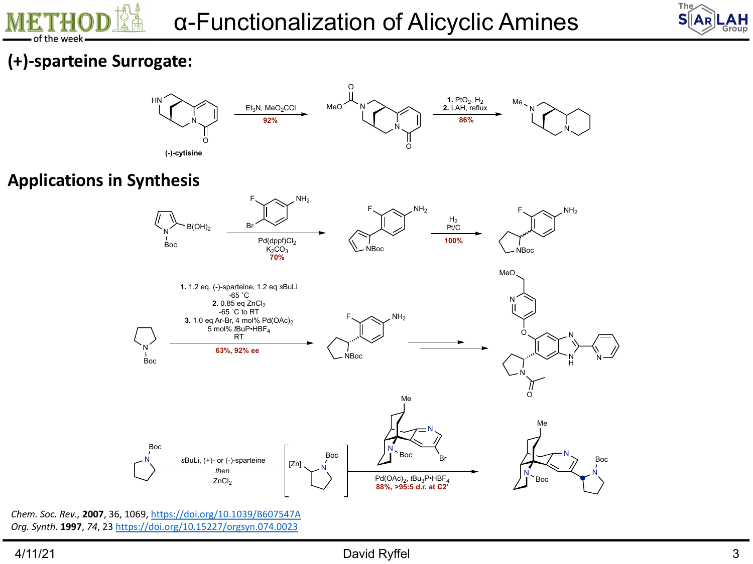## (+)-sparteine Surrogate:

(-)-cytisine

$Et_3N$, $MeO_2CCl$

92%

1. $PtO_2$, $H_2$
2. LAH, reflux

86%

## Applications in Synthesis

$B(OH)_2$

Boc

F, $NH_2$, Br

$Pd(dppf)Cl_2$
$K_2CO_3$
70%

NBoc

$H_2$
Pt/C
100%

1. 1.2 eq. (-)-sparteine, 1.2 eq *s*BuLi
-65 ˚C
2. 0.85 eq $ZnCl_2$
-65 ˚C to RT
3. 1.0 eq Ar-Br, 4 mol% $Pd(OAc)_2$
5 mol% *t*BuP•$HBF_4$
RT

63%, 92% ee

*s*BuLi, (+)- or (-)-sparteine
*then*
$ZnCl_2$

[Zn]

$Pd(OAc)_2$, *t*$Bu_3P$•$HBF_4$
88%, >95:5 d.r. at C2'

*Chem. Soc. Rev.*, **2007**, 36, 1069, https://doi.org/10.1039/B607547A
*Org. Synth.* **1997**, *74*, 23 https://doi.org/10.15227/orgsyn.074.0023